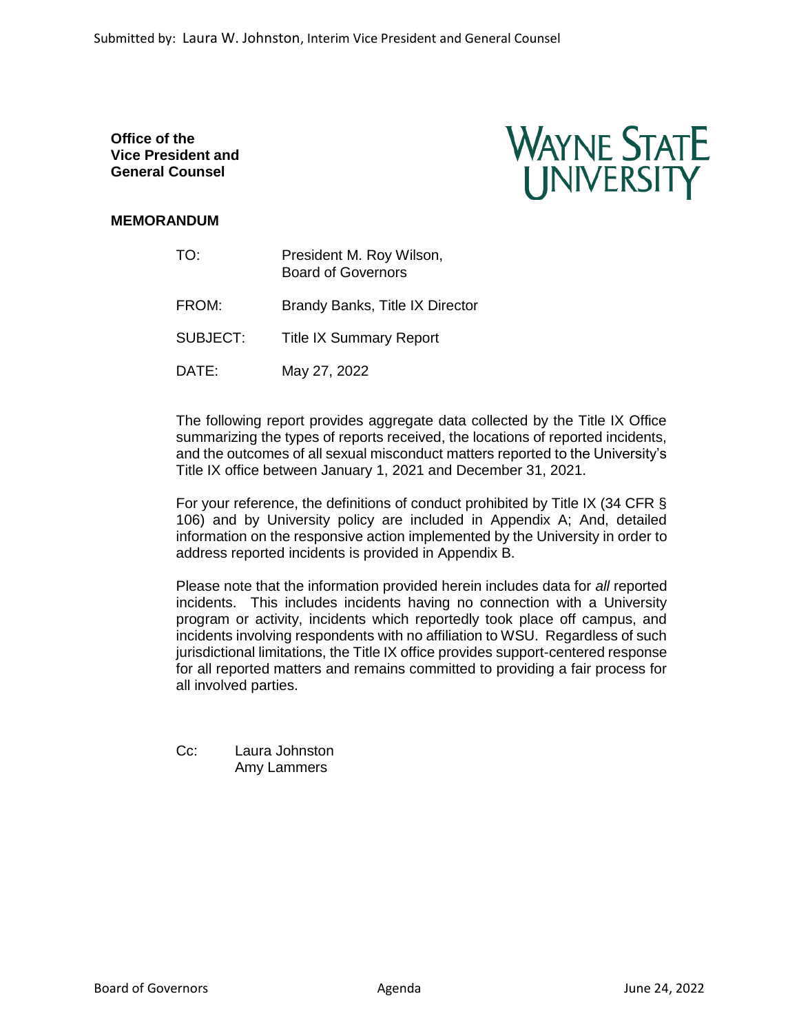Submitted by: Laura W. Johnston, Interim Vice President and General Counsel

**Office of the Vice President and General Counsel**

WAYNE STATE UNIVERSITY

**MEMORANDUM**

TO: President M. Roy Wilson, Board of Governors

FROM: Brandy Banks, Title IX Director

SUBJECT: Title IX Summary Report

DATE: May 27, 2022

The following report provides aggregate data collected by the Title IX Office summarizing the types of reports received, the locations of reported incidents, and the outcomes of all sexual misconduct matters reported to the University's Title IX office between January 1, 2021 and December 31, 2021.

For your reference, the definitions of conduct prohibited by Title IX (34 CFR § 106) and by University policy are included in Appendix A; And, detailed information on the responsive action implemented by the University in order to address reported incidents is provided in Appendix B.

Please note that the information provided herein includes data for *all* reported incidents. This includes incidents having no connection with a University program or activity, incidents which reportedly took place off campus, and incidents involving respondents with no affiliation to WSU. Regardless of such jurisdictional limitations, the Title IX office provides support-centered response for all reported matters and remains committed to providing a fair process for all involved parties.

Cc: Laura Johnston
Amy Lammers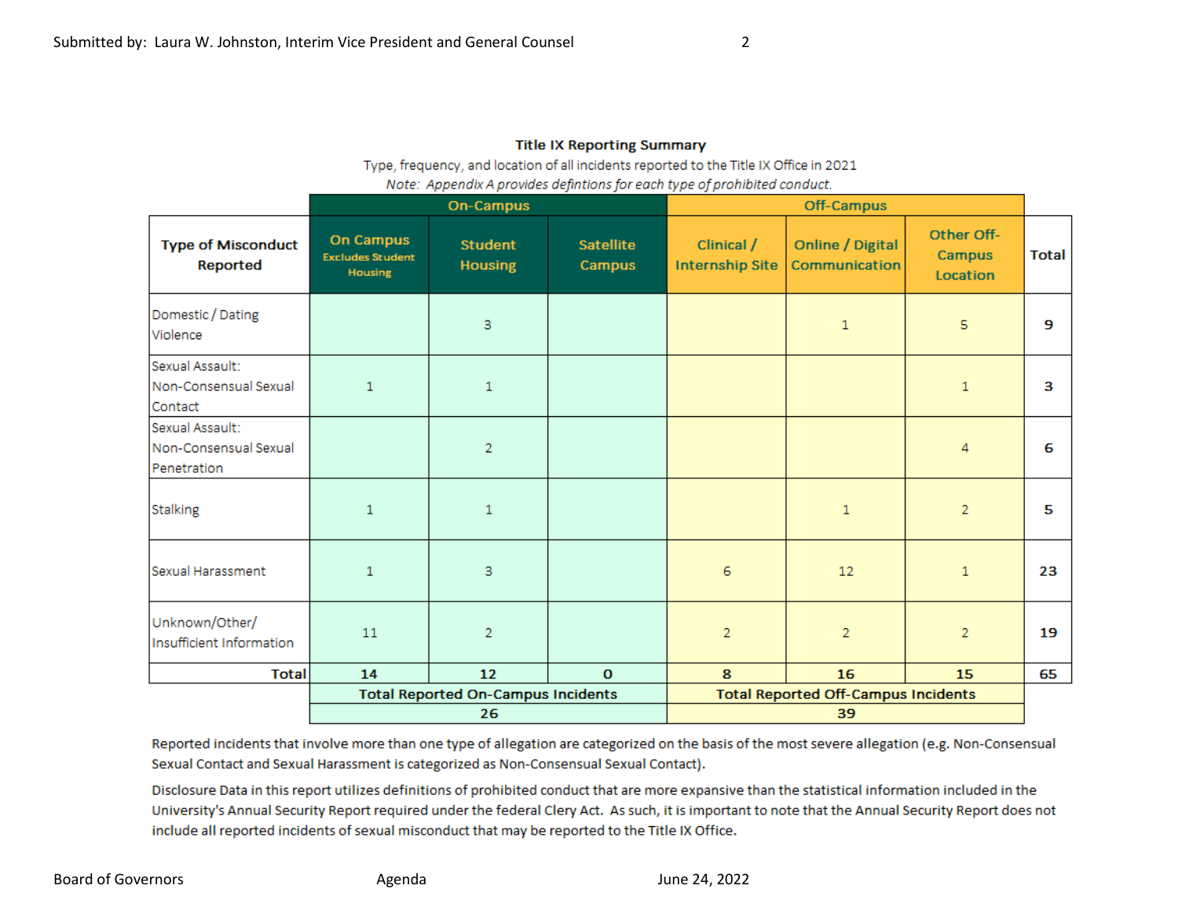Submitted by: Laura W. Johnston, Interim Vice President and General Counsel

**Title IX Reporting Summary**

Type, frequency, and location of all incidents reported to the Title IX Office in 2021

*Note: Appendix A provides defintions for each type of prohibited conduct.*

| | On-Campus | | | Off-Campus | | | |
|---|---|---|---|---|---|---|---|
| **Type of Misconduct Reported** | **On Campus** Excludes Student Housing | **Student Housing** | **Satellite Campus** | **Clinical / Internship Site** | **Online / Digital Communication** | **Other Off-Campus Location** | **Total** |
| Domestic / Dating Violence | | 3 | | | 1 | 5 | **9** |
| Sexual Assault: Non-Consensual Sexual Contact | 1 | 1 | | | | 1 | **3** |
| Sexual Assault: Non-Consensual Sexual Penetration | | 2 | | | | 4 | **6** |
| Stalking | 1 | 1 | | | 1 | 2 | **5** |
| Sexual Harassment | 1 | 3 | | 6 | 12 | 1 | **23** |
| Unknown/Other/ Insufficient Information | 11 | 2 | | 2 | 2 | 2 | **19** |
| **Total** | **14** | **12** | **0** | **8** | **16** | **15** | **65** |
| | **Total Reported On-Campus Incidents** | | | **Total Reported Off-Campus Incidents** | | | |
| | **26** | | | **39** | | | |

Reported incidents that involve more than one type of allegation are categorized on the basis of the most severe allegation (e.g. Non-Consensual Sexual Contact and Sexual Harassment is categorized as Non-Consensual Sexual Contact).

Disclosure Data in this report utilizes definitions of prohibited conduct that are more expansive than the statistical information included in the University's Annual Security Report required under the federal Clery Act. As such, it is important to note that the Annual Security Report does not include all reported incidents of sexual misconduct that may be reported to the Title IX Office.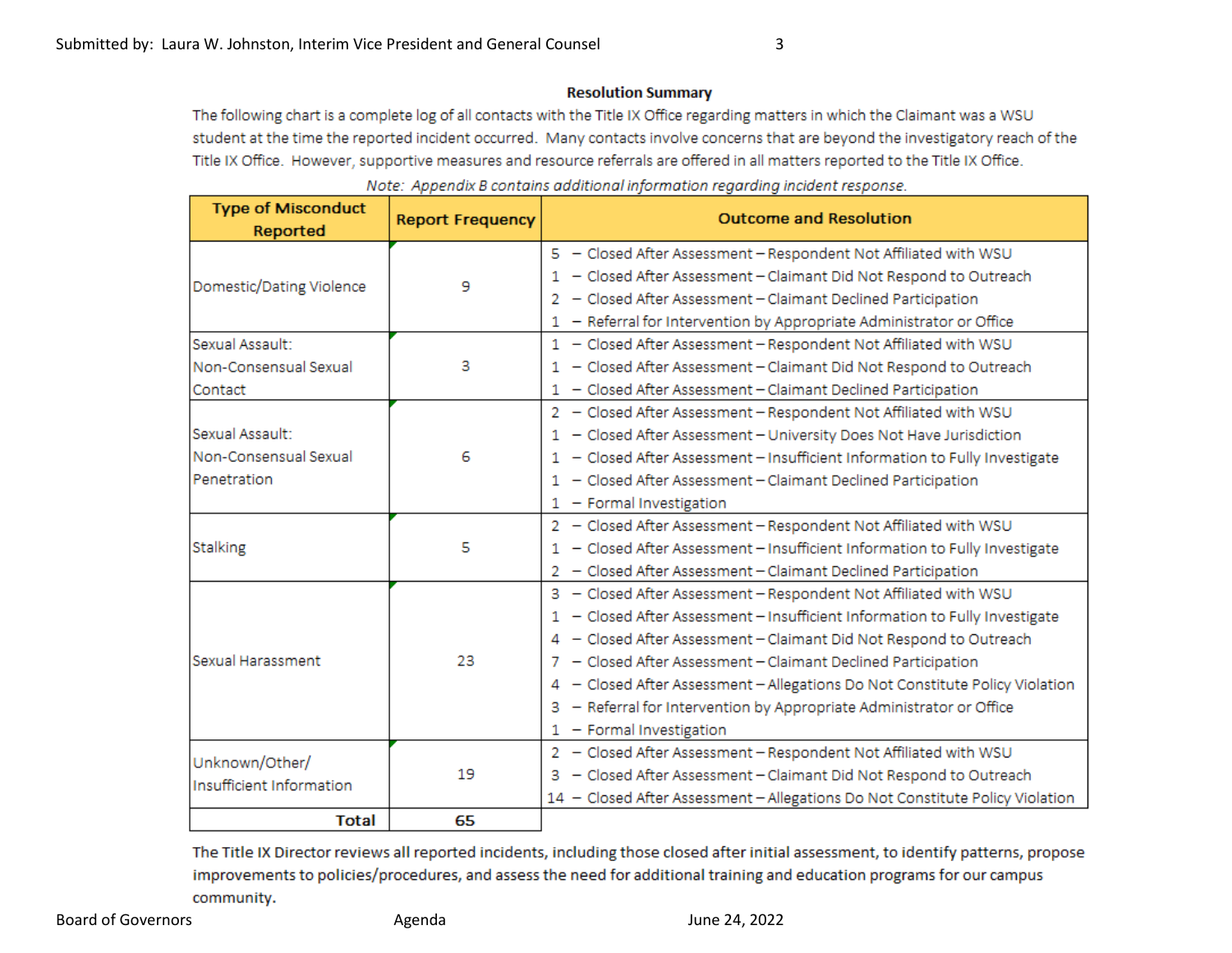### Resolution Summary

The following chart is a complete log of all contacts with the Title IX Office regarding matters in which the Claimant was a WSU student at the time the reported incident occurred. Many contacts involve concerns that are beyond the investigatory reach of the Title IX Office. However, supportive measures and resource referrals are offered in all matters reported to the Title IX Office.

*Note: Appendix B contains additional information regarding incident response.*

| Type of Misconduct Reported | Report Frequency | Outcome and Resolution |
|---|---|---|
| Domestic/Dating Violence | 9 | 5 – Closed After Assessment – Respondent Not Affiliated with WSU<br>1 – Closed After Assessment – Claimant Did Not Respond to Outreach<br>2 – Closed After Assessment – Claimant Declined Participation<br>1 – Referral for Intervention by Appropriate Administrator or Office |
| Sexual Assault: Non-Consensual Sexual Contact | 3 | 1 – Closed After Assessment – Respondent Not Affiliated with WSU<br>1 – Closed After Assessment – Claimant Did Not Respond to Outreach<br>1 – Closed After Assessment – Claimant Declined Participation |
| Sexual Assault: Non-Consensual Sexual Penetration | 6 | 2 – Closed After Assessment – Respondent Not Affiliated with WSU<br>1 – Closed After Assessment – University Does Not Have Jurisdiction<br>1 – Closed After Assessment – Insufficient Information to Fully Investigate<br>1 – Closed After Assessment – Claimant Declined Participation<br>1 – Formal Investigation |
| Stalking | 5 | 2 – Closed After Assessment – Respondent Not Affiliated with WSU<br>1 – Closed After Assessment – Insufficient Information to Fully Investigate<br>2 – Closed After Assessment – Claimant Declined Participation |
| Sexual Harassment | 23 | 3 – Closed After Assessment – Respondent Not Affiliated with WSU<br>1 – Closed After Assessment – Insufficient Information to Fully Investigate<br>4 – Closed After Assessment – Claimant Did Not Respond to Outreach<br>7 – Closed After Assessment – Claimant Declined Participation<br>4 – Closed After Assessment – Allegations Do Not Constitute Policy Violation<br>3 – Referral for Intervention by Appropriate Administrator or Office<br>1 – Formal Investigation |
| Unknown/Other/ Insufficient Information | 19 | 2 – Closed After Assessment – Respondent Not Affiliated with WSU<br>3 – Closed After Assessment – Claimant Did Not Respond to Outreach<br>14 – Closed After Assessment – Allegations Do Not Constitute Policy Violation |
| **Total** | **65** | |

The Title IX Director reviews all reported incidents, including those closed after initial assessment, to identify patterns, propose improvements to policies/procedures, and assess the need for additional training and education programs for our campus community.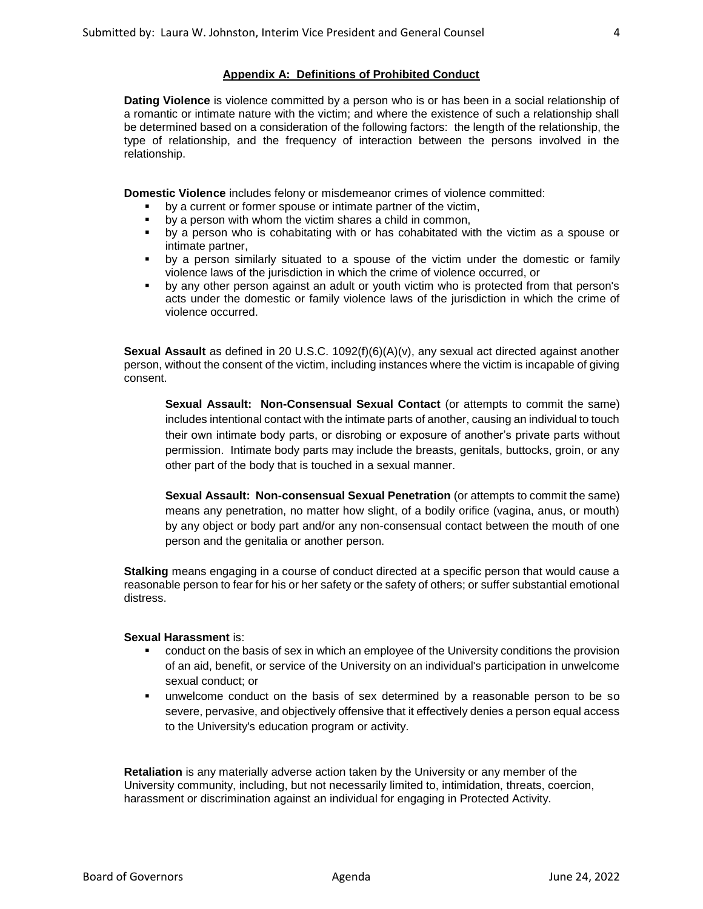## Appendix A: Definitions of Prohibited Conduct

**Dating Violence** is violence committed by a person who is or has been in a social relationship of a romantic or intimate nature with the victim; and where the existence of such a relationship shall be determined based on a consideration of the following factors: the length of the relationship, the type of relationship, and the frequency of interaction between the persons involved in the relationship.

**Domestic Violence** includes felony or misdemeanor crimes of violence committed:

- by a current or former spouse or intimate partner of the victim,
- by a person with whom the victim shares a child in common,
- by a person who is cohabitating with or has cohabitated with the victim as a spouse or intimate partner,
- by a person similarly situated to a spouse of the victim under the domestic or family violence laws of the jurisdiction in which the crime of violence occurred, or
- by any other person against an adult or youth victim who is protected from that person's acts under the domestic or family violence laws of the jurisdiction in which the crime of violence occurred.

**Sexual Assault** as defined in 20 U.S.C. 1092(f)(6)(A)(v), any sexual act directed against another person, without the consent of the victim, including instances where the victim is incapable of giving consent.

> **Sexual Assault: Non-Consensual Sexual Contact** (or attempts to commit the same) includes intentional contact with the intimate parts of another, causing an individual to touch their own intimate body parts, or disrobing or exposure of another's private parts without permission. Intimate body parts may include the breasts, genitals, buttocks, groin, or any other part of the body that is touched in a sexual manner.
>
> **Sexual Assault: Non-consensual Sexual Penetration** (or attempts to commit the same) means any penetration, no matter how slight, of a bodily orifice (vagina, anus, or mouth) by any object or body part and/or any non-consensual contact between the mouth of one person and the genitalia or another person.

**Stalking** means engaging in a course of conduct directed at a specific person that would cause a reasonable person to fear for his or her safety or the safety of others; or suffer substantial emotional distress.

**Sexual Harassment** is:

- conduct on the basis of sex in which an employee of the University conditions the provision of an aid, benefit, or service of the University on an individual's participation in unwelcome sexual conduct; or
- unwelcome conduct on the basis of sex determined by a reasonable person to be so severe, pervasive, and objectively offensive that it effectively denies a person equal access to the University's education program or activity.

**Retaliation** is any materially adverse action taken by the University or any member of the University community, including, but not necessarily limited to, intimidation, threats, coercion, harassment or discrimination against an individual for engaging in Protected Activity.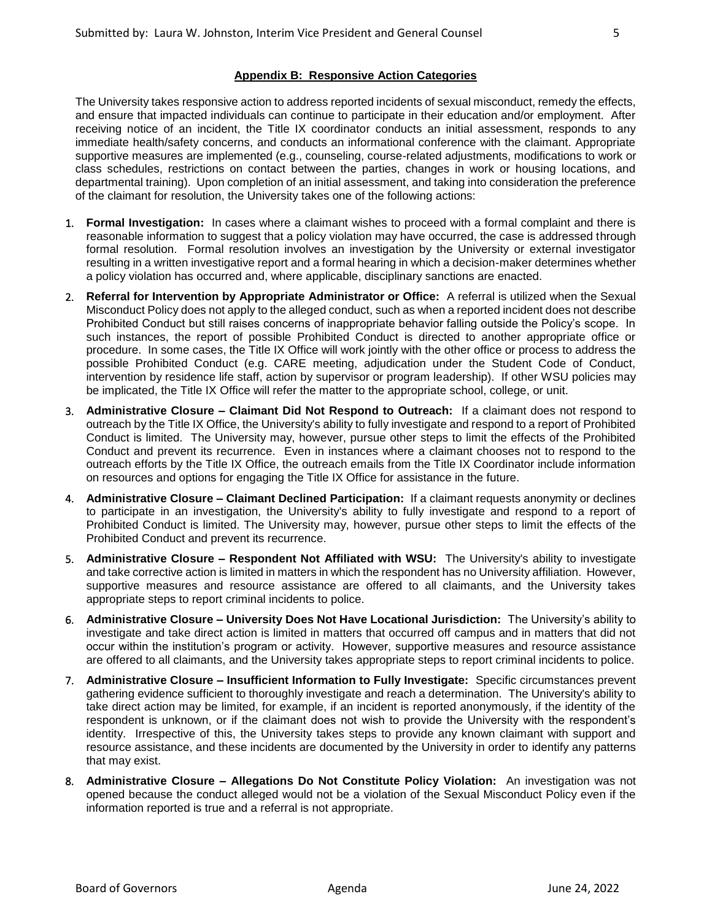## Appendix B: Responsive Action Categories

The University takes responsive action to address reported incidents of sexual misconduct, remedy the effects, and ensure that impacted individuals can continue to participate in their education and/or employment. After receiving notice of an incident, the Title IX coordinator conducts an initial assessment, responds to any immediate health/safety concerns, and conducts an informational conference with the claimant. Appropriate supportive measures are implemented (e.g., counseling, course-related adjustments, modifications to work or class schedules, restrictions on contact between the parties, changes in work or housing locations, and departmental training). Upon completion of an initial assessment, and taking into consideration the preference of the claimant for resolution, the University takes one of the following actions:

1. **Formal Investigation:** In cases where a claimant wishes to proceed with a formal complaint and there is reasonable information to suggest that a policy violation may have occurred, the case is addressed through formal resolution. Formal resolution involves an investigation by the University or external investigator resulting in a written investigative report and a formal hearing in which a decision-maker determines whether a policy violation has occurred and, where applicable, disciplinary sanctions are enacted.
2. **Referral for Intervention by Appropriate Administrator or Office:** A referral is utilized when the Sexual Misconduct Policy does not apply to the alleged conduct, such as when a reported incident does not describe Prohibited Conduct but still raises concerns of inappropriate behavior falling outside the Policy's scope. In such instances, the report of possible Prohibited Conduct is directed to another appropriate office or procedure. In some cases, the Title IX Office will work jointly with the other office or process to address the possible Prohibited Conduct (e.g. CARE meeting, adjudication under the Student Code of Conduct, intervention by residence life staff, action by supervisor or program leadership). If other WSU policies may be implicated, the Title IX Office will refer the matter to the appropriate school, college, or unit.
3. **Administrative Closure – Claimant Did Not Respond to Outreach:** If a claimant does not respond to outreach by the Title IX Office, the University's ability to fully investigate and respond to a report of Prohibited Conduct is limited. The University may, however, pursue other steps to limit the effects of the Prohibited Conduct and prevent its recurrence. Even in instances where a claimant chooses not to respond to the outreach efforts by the Title IX Office, the outreach emails from the Title IX Coordinator include information on resources and options for engaging the Title IX Office for assistance in the future.
4. **Administrative Closure – Claimant Declined Participation:** If a claimant requests anonymity or declines to participate in an investigation, the University's ability to fully investigate and respond to a report of Prohibited Conduct is limited. The University may, however, pursue other steps to limit the effects of the Prohibited Conduct and prevent its recurrence.
5. **Administrative Closure – Respondent Not Affiliated with WSU:** The University's ability to investigate and take corrective action is limited in matters in which the respondent has no University affiliation. However, supportive measures and resource assistance are offered to all claimants, and the University takes appropriate steps to report criminal incidents to police.
6. **Administrative Closure – University Does Not Have Locational Jurisdiction:** The University's ability to investigate and take direct action is limited in matters that occurred off campus and in matters that did not occur within the institution's program or activity. However, supportive measures and resource assistance are offered to all claimants, and the University takes appropriate steps to report criminal incidents to police.
7. **Administrative Closure – Insufficient Information to Fully Investigate:** Specific circumstances prevent gathering evidence sufficient to thoroughly investigate and reach a determination. The University's ability to take direct action may be limited, for example, if an incident is reported anonymously, if the identity of the respondent is unknown, or if the claimant does not wish to provide the University with the respondent's identity. Irrespective of this, the University takes steps to provide any known claimant with support and resource assistance, and these incidents are documented by the University in order to identify any patterns that may exist.
8. **Administrative Closure – Allegations Do Not Constitute Policy Violation:** An investigation was not opened because the conduct alleged would not be a violation of the Sexual Misconduct Policy even if the information reported is true and a referral is not appropriate.